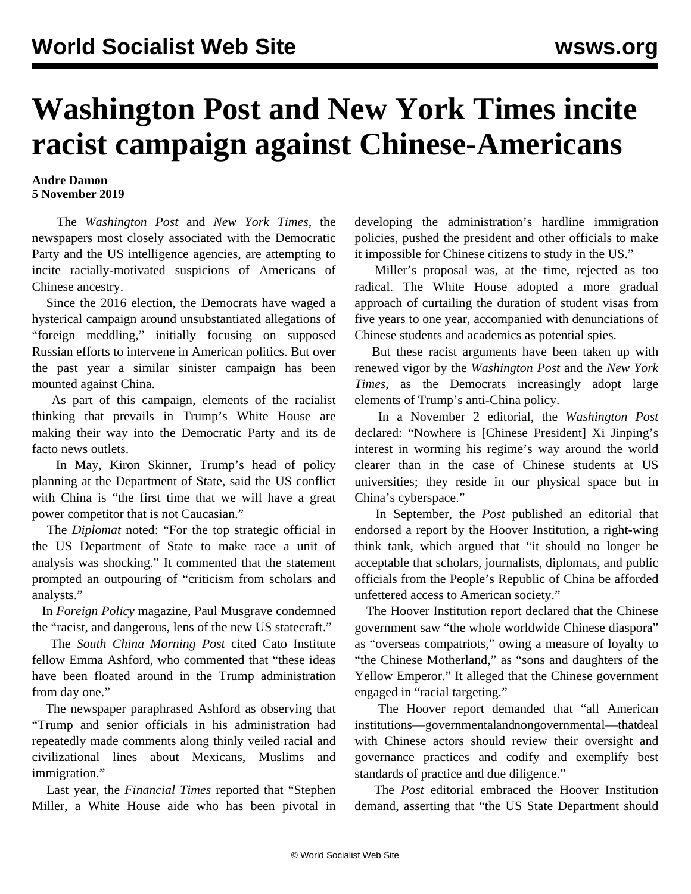# Washington Post and New York Times incite racist campaign against Chinese-Americans

**Andre Damon**
**5 November 2019**

The *Washington Post* and *New York Times*, the newspapers most closely associated with the Democratic Party and the US intelligence agencies, are attempting to incite racially-motivated suspicions of Americans of Chinese ancestry.

Since the 2016 election, the Democrats have waged a hysterical campaign around unsubstantiated allegations of "foreign meddling," initially focusing on supposed Russian efforts to intervene in American politics. But over the past year a similar sinister campaign has been mounted against China.

As part of this campaign, elements of the racialist thinking that prevails in Trump's White House are making their way into the Democratic Party and its de facto news outlets.

In May, Kiron Skinner, Trump's head of policy planning at the Department of State, said the US conflict with China is "the first time that we will have a great power competitor that is not Caucasian."

The *Diplomat* noted: "For the top strategic official in the US Department of State to make race a unit of analysis was shocking." It commented that the statement prompted an outpouring of "criticism from scholars and analysts."

In *Foreign Policy* magazine, Paul Musgrave condemned the "racist, and dangerous, lens of the new US statecraft."

The *South China Morning Post* cited Cato Institute fellow Emma Ashford, who commented that "these ideas have been floated around in the Trump administration from day one."

The newspaper paraphrased Ashford as observing that "Trump and senior officials in his administration had repeatedly made comments along thinly veiled racial and civilizational lines about Mexicans, Muslims and immigration."

Last year, the *Financial Times* reported that "Stephen Miller, a White House aide who has been pivotal in developing the administration's hardline immigration policies, pushed the president and other officials to make it impossible for Chinese citizens to study in the US."

Miller's proposal was, at the time, rejected as too radical. The White House adopted a more gradual approach of curtailing the duration of student visas from five years to one year, accompanied with denunciations of Chinese students and academics as potential spies.

But these racist arguments have been taken up with renewed vigor by the *Washington Post* and the *New York Times*, as the Democrats increasingly adopt large elements of Trump's anti-China policy.

In a November 2 editorial, the *Washington Post* declared: "Nowhere is [Chinese President] Xi Jinping's interest in worming his regime's way around the world clearer than in the case of Chinese students at US universities; they reside in our physical space but in China's cyberspace."

In September, the *Post* published an editorial that endorsed a report by the Hoover Institution, a right-wing think tank, which argued that "it should no longer be acceptable that scholars, journalists, diplomats, and public officials from the People's Republic of China be afforded unfettered access to American society."

The Hoover Institution report declared that the Chinese government saw "the whole worldwide Chinese diaspora" as "overseas compatriots," owing a measure of loyalty to "the Chinese Motherland," as "sons and daughters of the Yellow Emperor." It alleged that the Chinese government engaged in "racial targeting."

The Hoover report demanded that "all American institutions—governmental and nongovernmental—that deal with Chinese actors should review their oversight and governance practices and codify and exemplify best standards of practice and due diligence."

The *Post* editorial embraced the Hoover Institution demand, asserting that "the US State Department should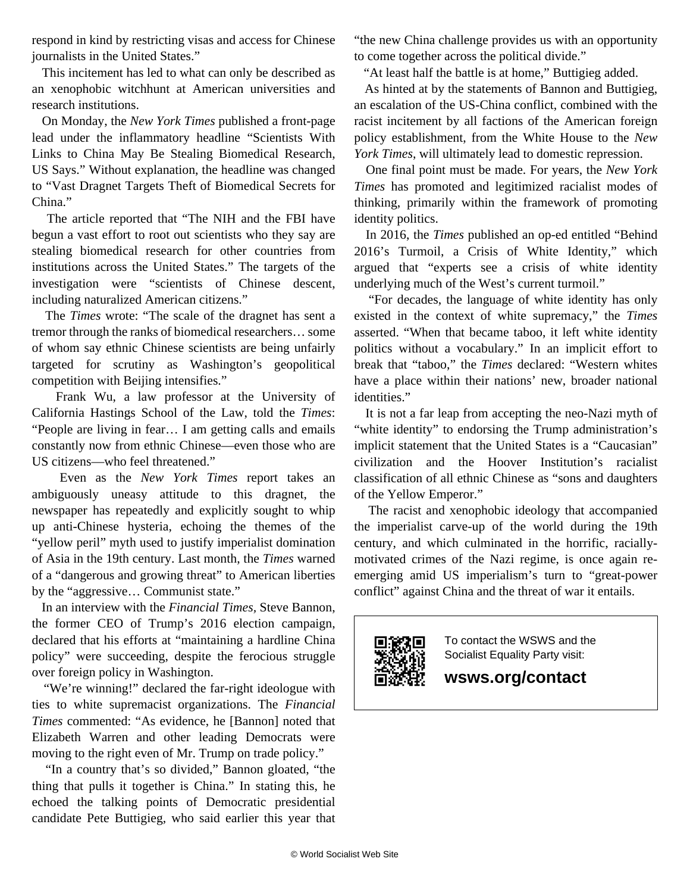respond in kind by restricting visas and access for Chinese journalists in the United States."

This incitement has led to what can only be described as an xenophobic witchhunt at American universities and research institutions.

On Monday, the *New York Times* published a front-page lead under the inflammatory headline "Scientists With Links to China May Be Stealing Biomedical Research, US Says." Without explanation, the headline was changed to "Vast Dragnet Targets Theft of Biomedical Secrets for China."

The article reported that "The NIH and the FBI have begun a vast effort to root out scientists who they say are stealing biomedical research for other countries from institutions across the United States." The targets of the investigation were "scientists of Chinese descent, including naturalized American citizens."

The *Times* wrote: "The scale of the dragnet has sent a tremor through the ranks of biomedical researchers… some of whom say ethnic Chinese scientists are being unfairly targeted for scrutiny as Washington's geopolitical competition with Beijing intensifies."

Frank Wu, a law professor at the University of California Hastings School of the Law, told the *Times*: "People are living in fear… I am getting calls and emails constantly now from ethnic Chinese—even those who are US citizens—who feel threatened."

Even as the *New York Times* report takes an ambiguously uneasy attitude to this dragnet, the newspaper has repeatedly and explicitly sought to whip up anti-Chinese hysteria, echoing the themes of the "yellow peril" myth used to justify imperialist domination of Asia in the 19th century. Last month, the *Times* warned of a "dangerous and growing threat" to American liberties by the "aggressive… Communist state."

In an interview with the *Financial Times*, Steve Bannon, the former CEO of Trump's 2016 election campaign, declared that his efforts at "maintaining a hardline China policy" were succeeding, despite the ferocious struggle over foreign policy in Washington.

"We're winning!" declared the far-right ideologue with ties to white supremacist organizations. The *Financial Times* commented: "As evidence, he [Bannon] noted that Elizabeth Warren and other leading Democrats were moving to the right even of Mr. Trump on trade policy."

"In a country that's so divided," Bannon gloated, "the thing that pulls it together is China." In stating this, he echoed the talking points of Democratic presidential candidate Pete Buttigieg, who said earlier this year that "the new China challenge provides us with an opportunity to come together across the political divide."

"At least half the battle is at home," Buttigieg added.

As hinted at by the statements of Bannon and Buttigieg, an escalation of the US-China conflict, combined with the racist incitement by all factions of the American foreign policy establishment, from the White House to the *New York Times*, will ultimately lead to domestic repression.

One final point must be made. For years, the *New York Times* has promoted and legitimized racialist modes of thinking, primarily within the framework of promoting identity politics.

In 2016, the *Times* published an op-ed entitled "Behind 2016's Turmoil, a Crisis of White Identity," which argued that "experts see a crisis of white identity underlying much of the West's current turmoil."

"For decades, the language of white identity has only existed in the context of white supremacy," the *Times* asserted. "When that became taboo, it left white identity politics without a vocabulary." In an implicit effort to break that "taboo," the *Times* declared: "Western whites have a place within their nations' new, broader national identities."

It is not a far leap from accepting the neo-Nazi myth of "white identity" to endorsing the Trump administration's implicit statement that the United States is a "Caucasian" civilization and the Hoover Institution's racialist classification of all ethnic Chinese as "sons and daughters of the Yellow Emperor."

The racist and xenophobic ideology that accompanied the imperialist carve-up of the world during the 19th century, and which culminated in the horrific, racially-motivated crimes of the Nazi regime, is once again re-emerging amid US imperialism's turn to "great-power conflict" against China and the threat of war it entails.

To contact the WSWS and the Socialist Equality Party visit:

**wsws.org/contact**